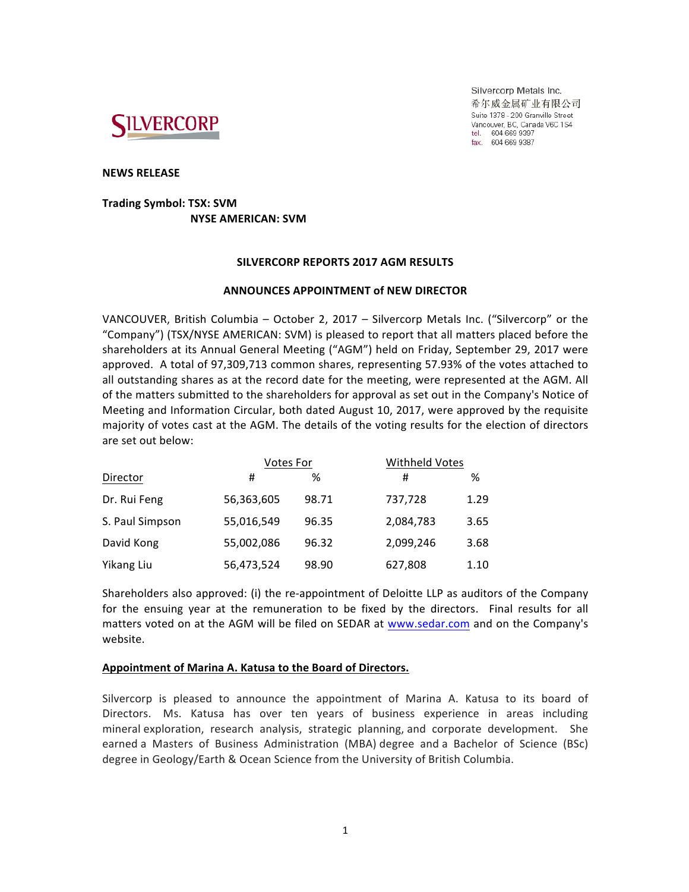Silvercorp Metals Inc.
希尔威金属矿业有限公司
Suite 1378 - 200 Granville Street
Vancouver, BC, Canada V6C 1S4
tel. 604 669 9397
fax. 604 669 9387

**NEWS RELEASE**

**Trading Symbol: TSX: SVM**
**NYSE AMERICAN: SVM**

## SILVERCORP REPORTS 2017 AGM RESULTS

## ANNOUNCES APPOINTMENT of NEW DIRECTOR

VANCOUVER, British Columbia – October 2, 2017 – Silvercorp Metals Inc. ("Silvercorp" or the "Company") (TSX/NYSE AMERICAN: SVM) is pleased to report that all matters placed before the shareholders at its Annual General Meeting ("AGM") held on Friday, September 29, 2017 were approved. A total of 97,309,713 common shares, representing 57.93% of the votes attached to all outstanding shares as at the record date for the meeting, were represented at the AGM. All of the matters submitted to the shareholders for approval as set out in the Company's Notice of Meeting and Information Circular, both dated August 10, 2017, were approved by the requisite majority of votes cast at the AGM. The details of the voting results for the election of directors are set out below:

| | Votes For | | Withheld Votes | |
|---|---|---|---|---|
| Director | # | % | # | % |
| Dr. Rui Feng | 56,363,605 | 98.71 | 737,728 | 1.29 |
| S. Paul Simpson | 55,016,549 | 96.35 | 2,084,783 | 3.65 |
| David Kong | 55,002,086 | 96.32 | 2,099,246 | 3.68 |
| Yikang Liu | 56,473,524 | 98.90 | 627,808 | 1.10 |

Shareholders also approved: (i) the re-appointment of Deloitte LLP as auditors of the Company for the ensuing year at the remuneration to be fixed by the directors. Final results for all matters voted on at the AGM will be filed on SEDAR at www.sedar.com and on the Company's website.

**Appointment of Marina A. Katusa to the Board of Directors.**

Silvercorp is pleased to announce the appointment of Marina A. Katusa to its board of Directors. Ms. Katusa has over ten years of business experience in areas including mineral exploration, research analysis, strategic planning, and corporate development. She earned a Masters of Business Administration (MBA) degree and a Bachelor of Science (BSc) degree in Geology/Earth & Ocean Science from the University of British Columbia.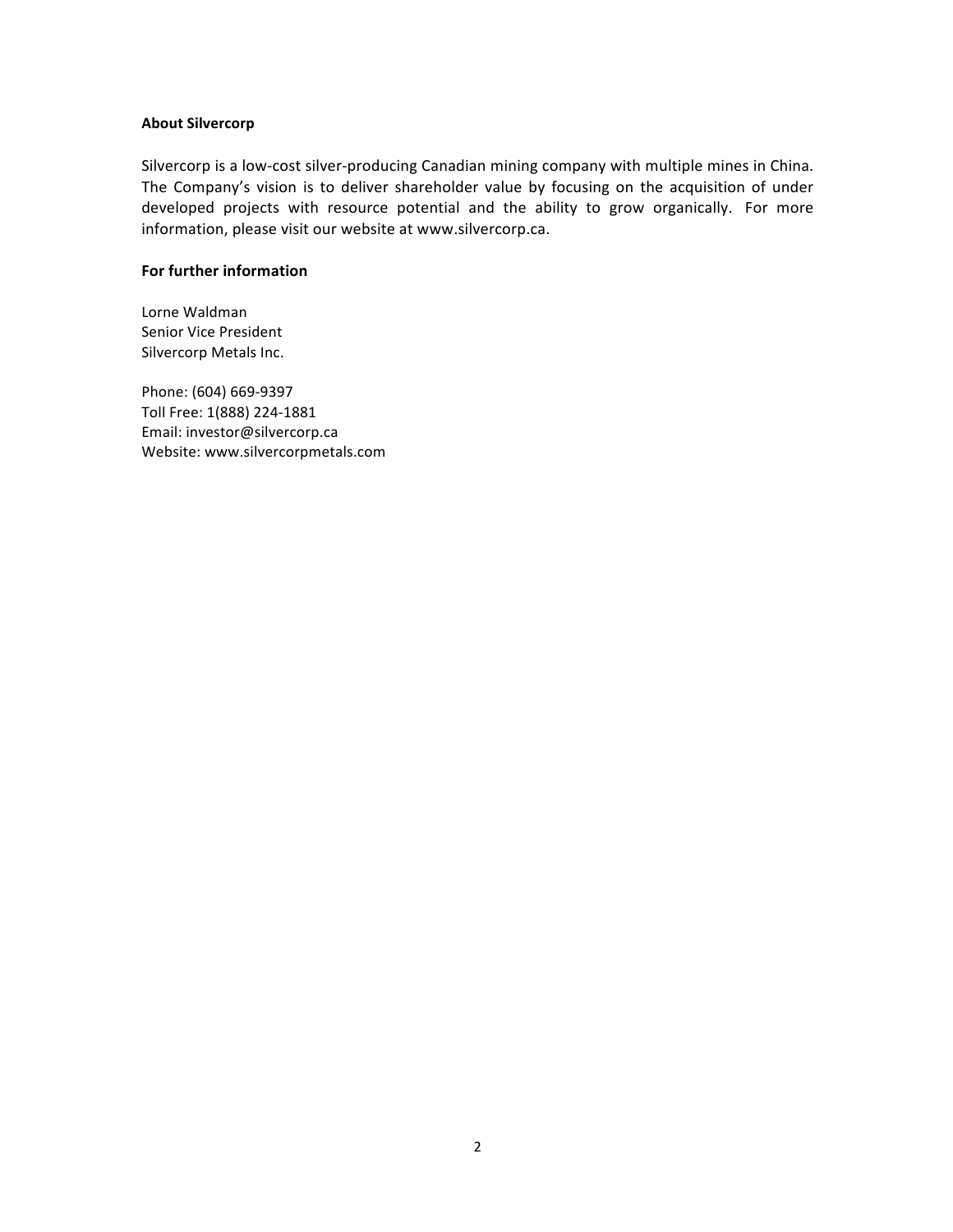**About Silvercorp**

Silvercorp is a low-cost silver-producing Canadian mining company with multiple mines in China. The Company's vision is to deliver shareholder value by focusing on the acquisition of under developed projects with resource potential and the ability to grow organically. For more information, please visit our website at www.silvercorp.ca.

**For further information**

Lorne Waldman
Senior Vice President
Silvercorp Metals Inc.

Phone: (604) 669-9397
Toll Free: 1(888) 224-1881
Email: investor@silvercorp.ca
Website: www.silvercorpmetals.com